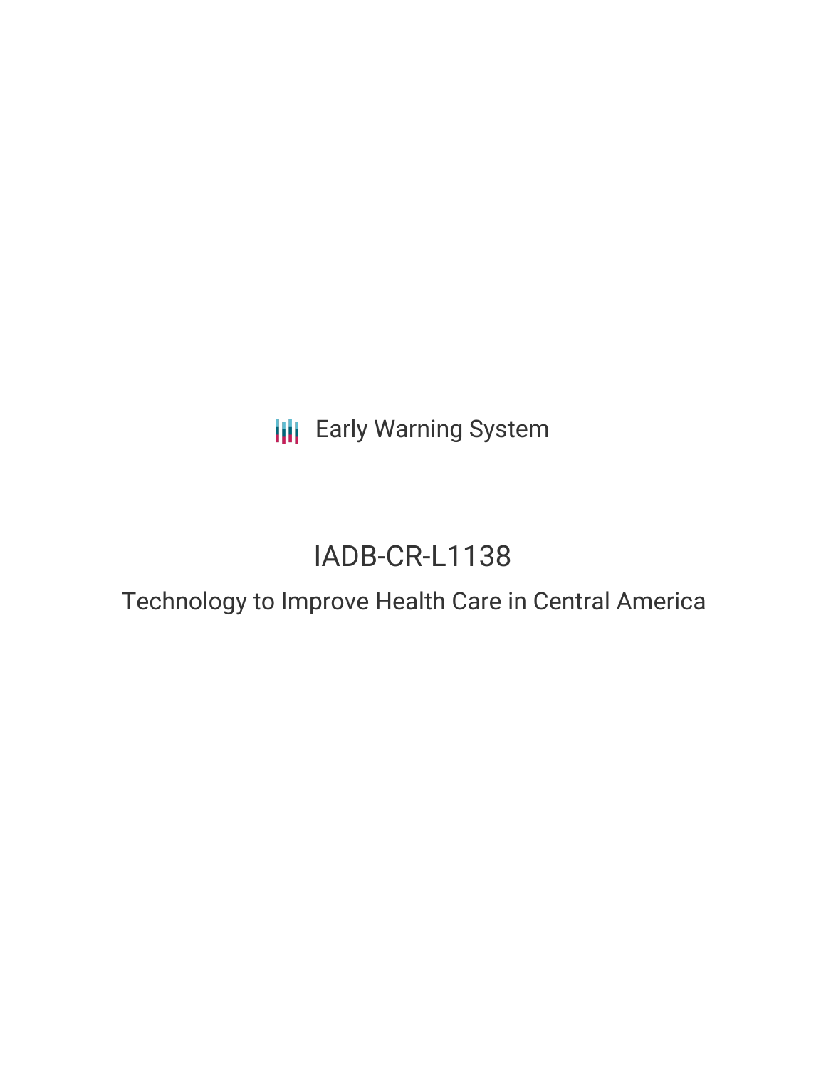Early Warning System

# IADB-CR-L1138

## Technology to Improve Health Care in Central America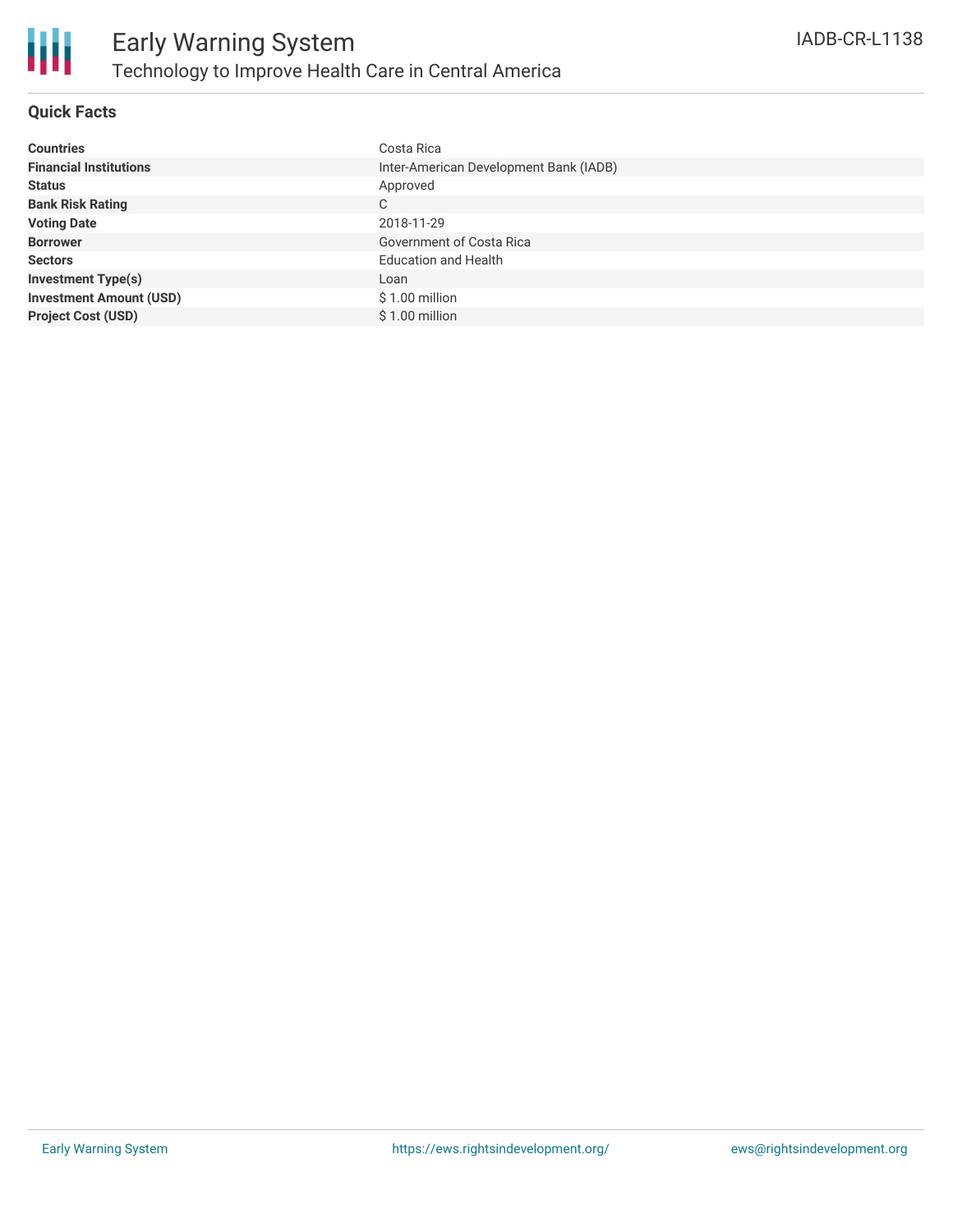# Early Warning System

## Technology to Improve Health Care in Central America

IADB-CR-L1138

### Quick Facts

| | |
|---|---|
| **Countries** | Costa Rica |
| **Financial Institutions** | Inter-American Development Bank (IADB) |
| **Status** | Approved |
| **Bank Risk Rating** | C |
| **Voting Date** | 2018-11-29 |
| **Borrower** | Government of Costa Rica |
| **Sectors** | Education and Health |
| **Investment Type(s)** | Loan |
| **Investment Amount (USD)** | $ 1.00 million |
| **Project Cost (USD)** | $ 1.00 million |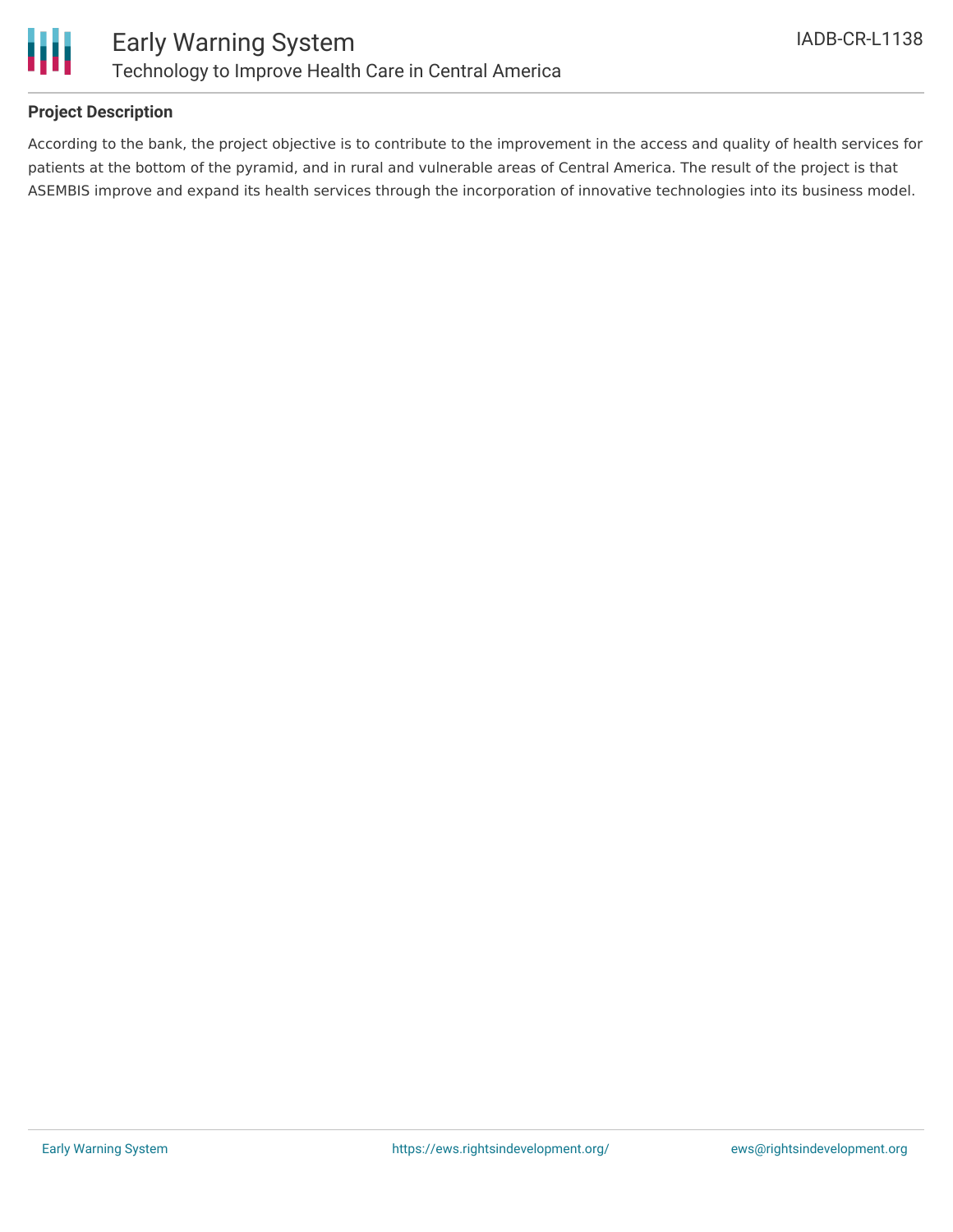## Project Description

According to the bank, the project objective is to contribute to the improvement in the access and quality of health services for patients at the bottom of the pyramid, and in rural and vulnerable areas of Central America. The result of the project is that ASEMBIS improve and expand its health services through the incorporation of innovative technologies into its business model.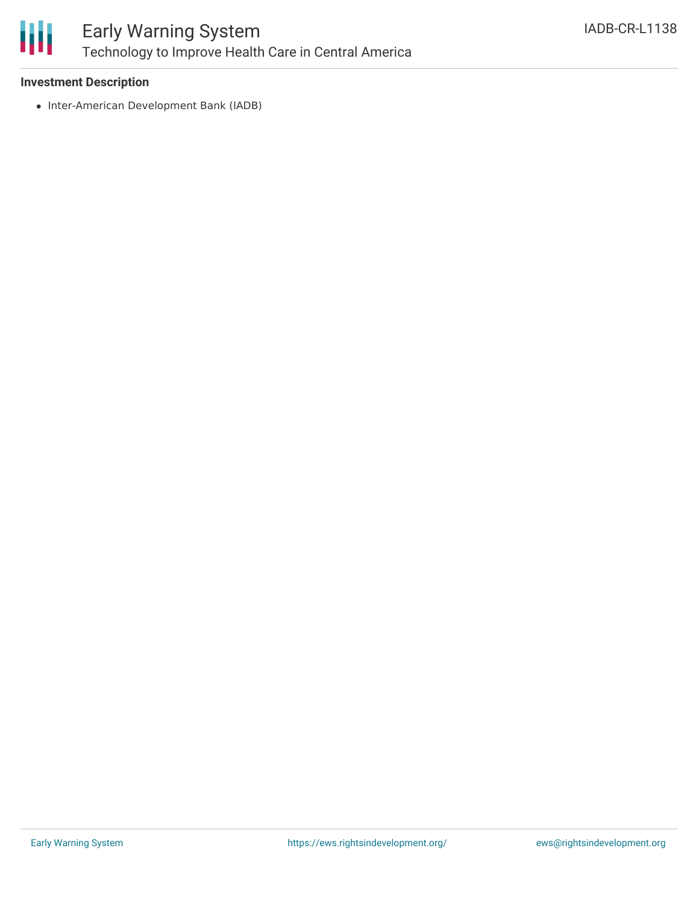**Investment Description**

- Inter-American Development Bank (IADB)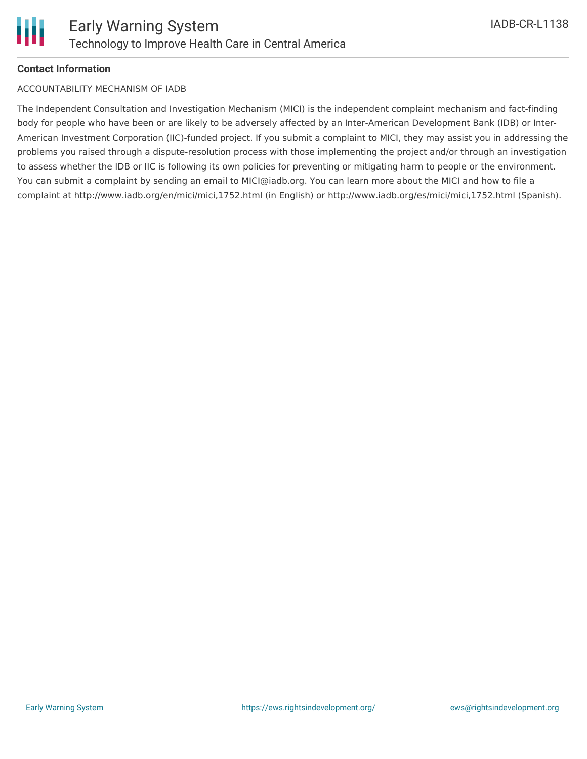#### Contact Information

ACCOUNTABILITY MECHANISM OF IADB

The Independent Consultation and Investigation Mechanism (MICI) is the independent complaint mechanism and fact-finding body for people who have been or are likely to be adversely affected by an Inter-American Development Bank (IDB) or Inter-American Investment Corporation (IIC)-funded project. If you submit a complaint to MICI, they may assist you in addressing the problems you raised through a dispute-resolution process with those implementing the project and/or through an investigation to assess whether the IDB or IIC is following its own policies for preventing or mitigating harm to people or the environment. You can submit a complaint by sending an email to MICI@iadb.org. You can learn more about the MICI and how to file a complaint at http://www.iadb.org/en/mici/mici,1752.html (in English) or http://www.iadb.org/es/mici/mici,1752.html (Spanish).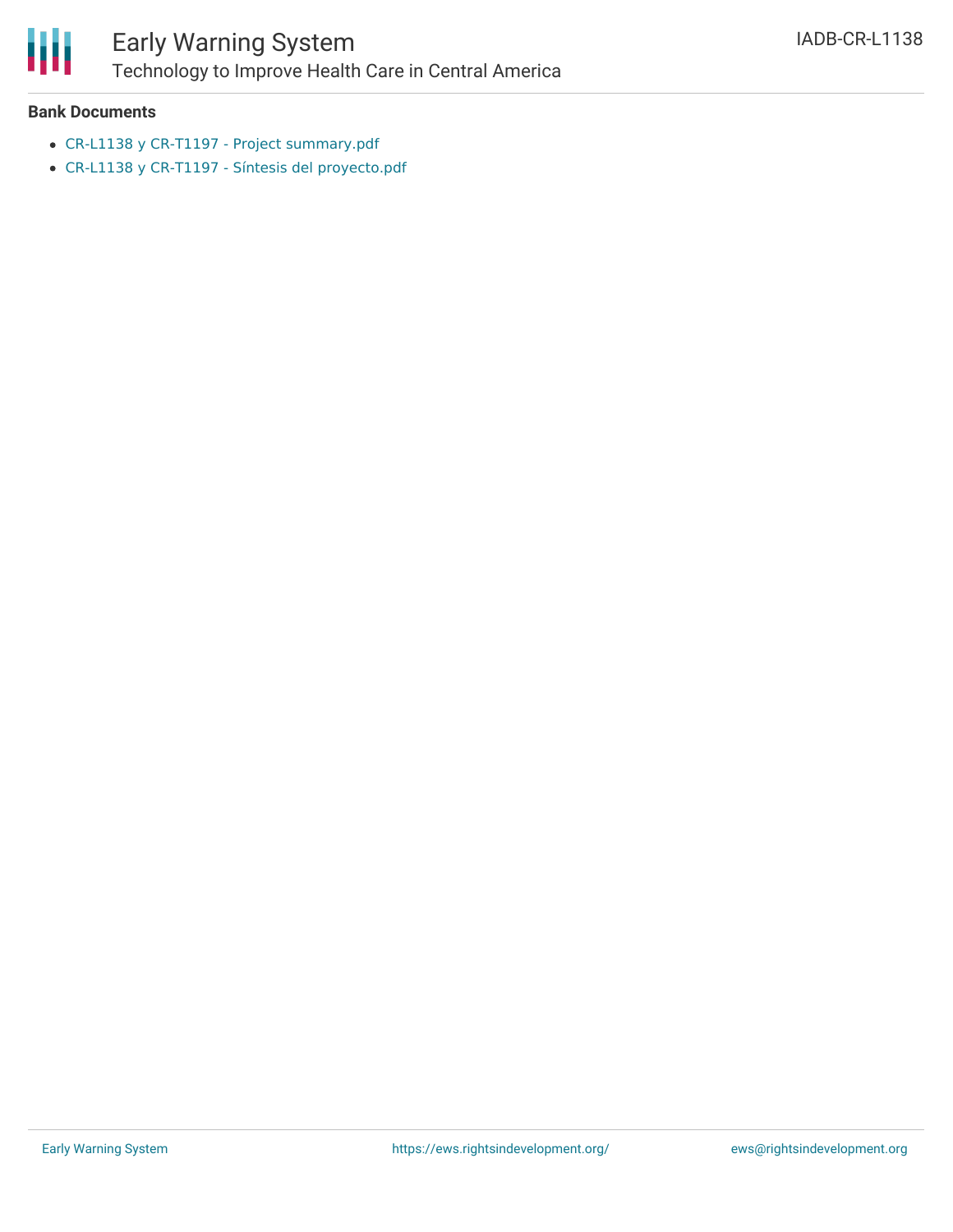**Bank Documents**

- CR-L1138 y CR-T1197 - Project summary.pdf
- CR-L1138 y CR-T1197 - Síntesis del proyecto.pdf